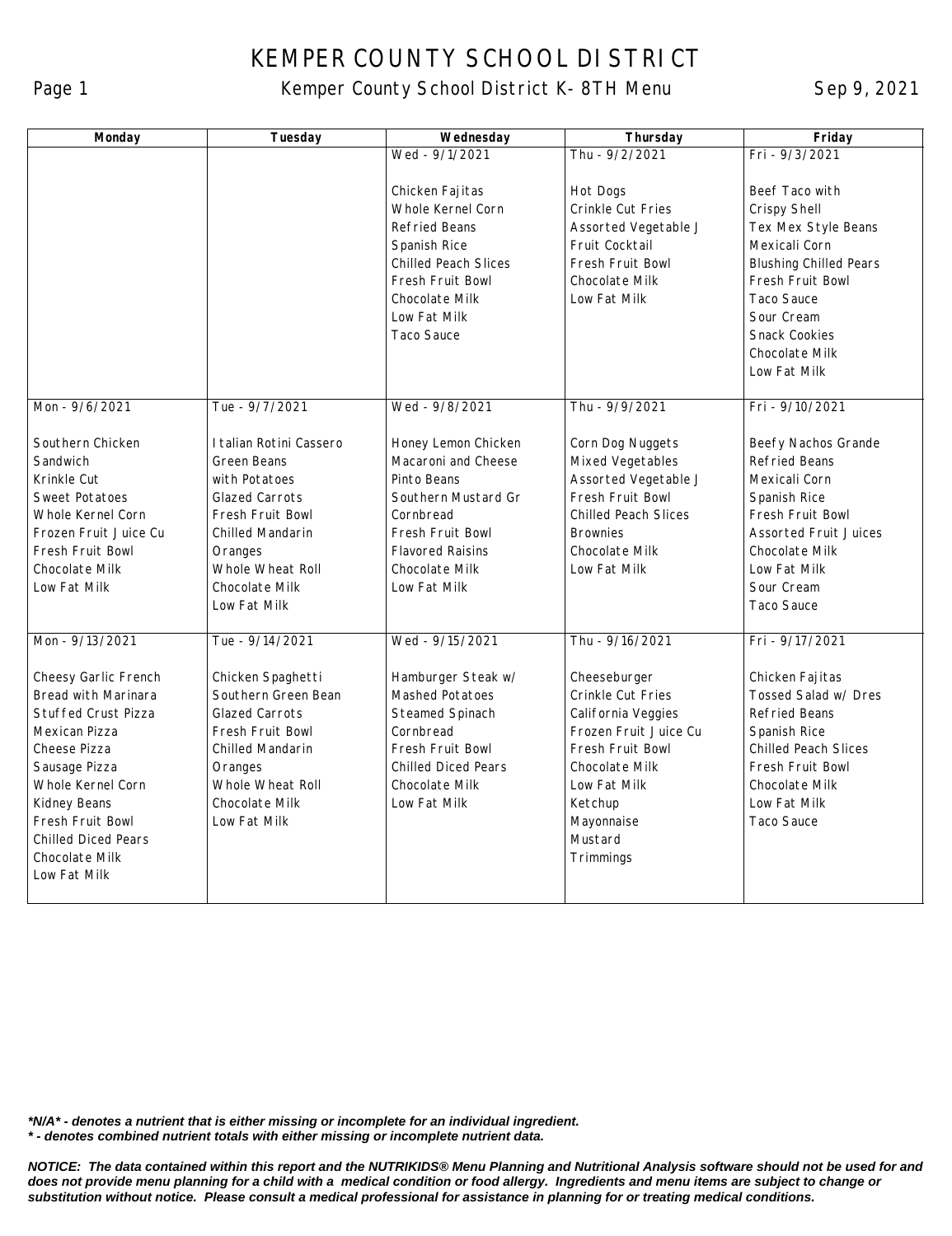# KEMPER COUNTY SCHOOL DISTRICT

## Kemper County School District K- 8TH Menu

Sep 9, 2021

| Monday | Tuesday | Wednesday | Thursday | Friday |
|---|---|---|---|---|
| | | Wed - 9/1/2021<br><br>Chicken Fajitas<br>Whole Kernel Corn<br>Refried Beans<br>Spanish Rice<br>Chilled Peach Slices<br>Fresh Fruit Bowl<br>Chocolate Milk<br>Low Fat Milk<br>Taco Sauce | Thu - 9/2/2021<br><br>Hot Dogs<br>Crinkle Cut Fries<br>Assorted Vegetable J<br>Fruit Cocktail<br>Fresh Fruit Bowl<br>Chocolate Milk<br>Low Fat Milk | Fri - 9/3/2021<br><br>Beef Taco with<br>Crispy Shell<br>Tex Mex Style Beans<br>Mexicali Corn<br>Blushing Chilled Pears<br>Fresh Fruit Bowl<br>Taco Sauce<br>Sour Cream<br>Snack Cookies<br>Chocolate Milk<br>Low Fat Milk |
| Mon - 9/6/2021<br><br>Southern Chicken<br>Sandwich<br>Krinkle Cut<br>Sweet Potatoes<br>Whole Kernel Corn<br>Frozen Fruit Juice Cu<br>Fresh Fruit Bowl<br>Chocolate Milk<br>Low Fat Milk | Tue - 9/7/2021<br><br>Italian Rotini Cassero<br>Green Beans<br>with Potatoes<br>Glazed Carrots<br>Fresh Fruit Bowl<br>Chilled Mandarin<br>Oranges<br>Whole Wheat Roll<br>Chocolate Milk<br>Low Fat Milk | Wed - 9/8/2021<br><br>Honey Lemon Chicken<br>Macaroni and Cheese<br>Pinto Beans<br>Southern Mustard Gr<br>Cornbread<br>Fresh Fruit Bowl<br>Flavored Raisins<br>Chocolate Milk<br>Low Fat Milk | Thu - 9/9/2021<br><br>Corn Dog Nuggets<br>Mixed Vegetables<br>Assorted Vegetable J<br>Fresh Fruit Bowl<br>Chilled Peach Slices<br>Brownies<br>Chocolate Milk<br>Low Fat Milk | Fri - 9/10/2021<br><br>Beefy Nachos Grande<br>Refried Beans<br>Mexicali Corn<br>Spanish Rice<br>Fresh Fruit Bowl<br>Assorted Fruit Juices<br>Chocolate Milk<br>Low Fat Milk<br>Sour Cream<br>Taco Sauce |
| Mon - 9/13/2021<br><br>Cheesy Garlic French<br>Bread with Marinara<br>Stuffed Crust Pizza<br>Mexican Pizza<br>Cheese Pizza<br>Sausage Pizza<br>Whole Kernel Corn<br>Kidney Beans<br>Fresh Fruit Bowl<br>Chilled Diced Pears<br>Chocolate Milk<br>Low Fat Milk | Tue - 9/14/2021<br><br>Chicken Spaghetti<br>Southern Green Bean<br>Glazed Carrots<br>Fresh Fruit Bowl<br>Chilled Mandarin<br>Oranges<br>Whole Wheat Roll<br>Chocolate Milk<br>Low Fat Milk | Wed - 9/15/2021<br><br>Hamburger Steak w/<br>Mashed Potatoes<br>Steamed Spinach<br>Cornbread<br>Fresh Fruit Bowl<br>Chilled Diced Pears<br>Chocolate Milk<br>Low Fat Milk | Thu - 9/16/2021<br><br>Cheeseburger<br>Crinkle Cut Fries<br>California Veggies<br>Frozen Fruit Juice Cu<br>Fresh Fruit Bowl<br>Chocolate Milk<br>Low Fat Milk<br>Ketchup<br>Mayonnaise<br>Mustard<br>Trimmings | Fri - 9/17/2021<br><br>Chicken Fajitas<br>Tossed Salad w/ Dres<br>Refried Beans<br>Spanish Rice<br>Chilled Peach Slices<br>Fresh Fruit Bowl<br>Chocolate Milk<br>Low Fat Milk<br>Taco Sauce |

***N/A* - denotes a nutrient that is either missing or incomplete for an individual ingredient.**
***\* - denotes combined nutrient totals with either missing or incomplete nutrient data.***

***NOTICE: The data contained within this report and the NUTRIKIDS® Menu Planning and Nutritional Analysis software should not be used for and does not provide menu planning for a child with a medical condition or food allergy. Ingredients and menu items are subject to change or substitution without notice. Please consult a medical professional for assistance in planning for or treating medical conditions.***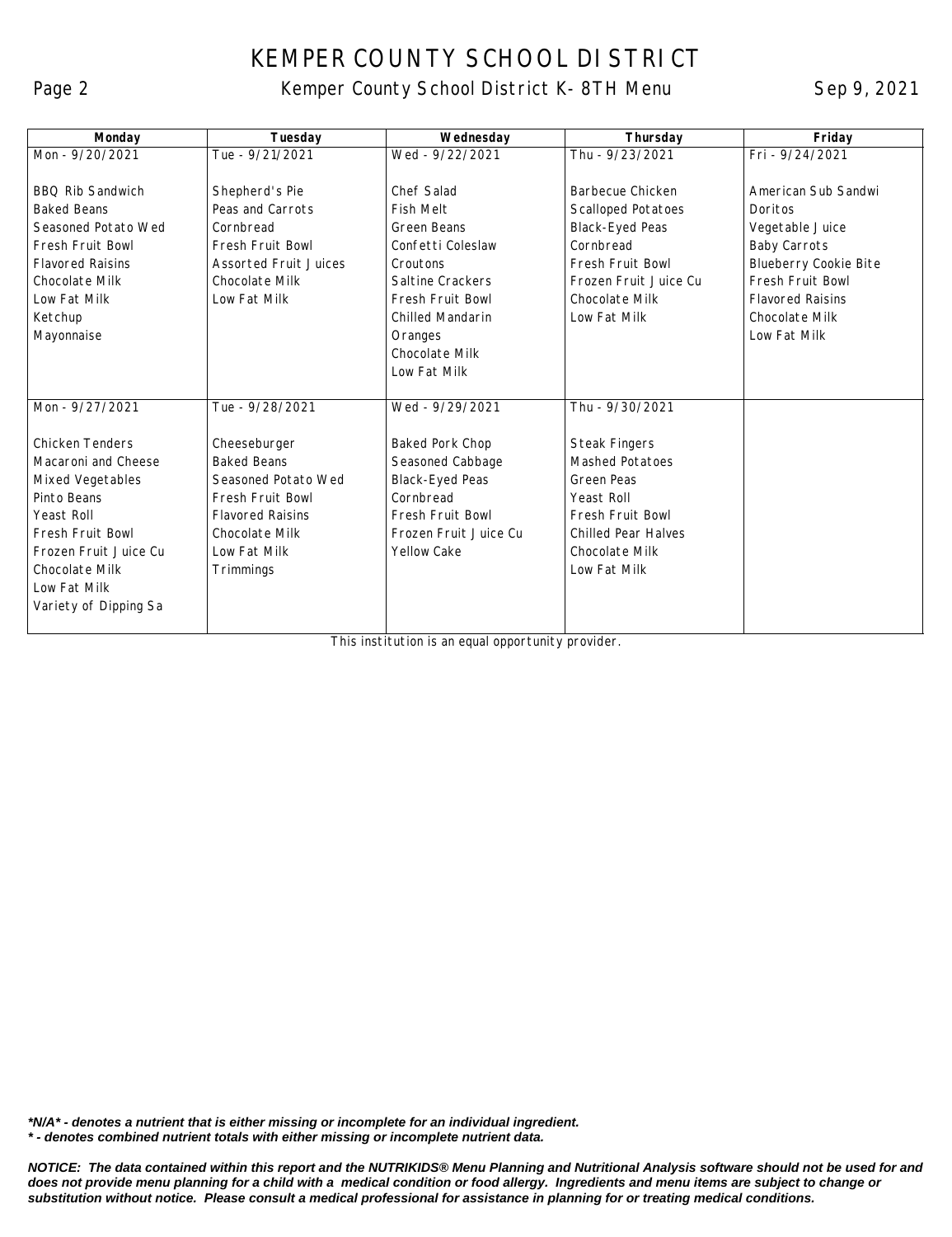# KEMPER COUNTY SCHOOL DISTRICT

## Kemper County School District K- 8TH Menu

Sep 9, 2021

| Monday | Tuesday | Wednesday | Thursday | Friday |
|---|---|---|---|---|
| Mon - 9/20/2021<br><br>BBQ Rib Sandwich<br>Baked Beans<br>Seasoned Potato Wed<br>Fresh Fruit Bowl<br>Flavored Raisins<br>Chocolate Milk<br>Low Fat Milk<br>Ketchup<br>Mayonnaise | Tue - 9/21/2021<br><br>Shepherd's Pie<br>Peas and Carrots<br>Cornbread<br>Fresh Fruit Bowl<br>Assorted Fruit Juices<br>Chocolate Milk<br>Low Fat Milk | Wed - 9/22/2021<br><br>Chef Salad<br>Fish Melt<br>Green Beans<br>Confetti Coleslaw<br>Croutons<br>Saltine Crackers<br>Fresh Fruit Bowl<br>Chilled Mandarin<br>Oranges<br>Chocolate Milk<br>Low Fat Milk | Thu - 9/23/2021<br><br>Barbecue Chicken<br>Scalloped Potatoes<br>Black-Eyed Peas<br>Cornbread<br>Fresh Fruit Bowl<br>Frozen Fruit Juice Cu<br>Chocolate Milk<br>Low Fat Milk | Fri - 9/24/2021<br><br>American Sub Sandwi<br>Doritos<br>Vegetable Juice<br>Baby Carrots<br>Blueberry Cookie Bite<br>Fresh Fruit Bowl<br>Flavored Raisins<br>Chocolate Milk<br>Low Fat Milk |
| Mon - 9/27/2021<br><br>Chicken Tenders<br>Macaroni and Cheese<br>Mixed Vegetables<br>Pinto Beans<br>Yeast Roll<br>Fresh Fruit Bowl<br>Frozen Fruit Juice Cu<br>Chocolate Milk<br>Low Fat Milk<br>Variety of Dipping Sa | Tue - 9/28/2021<br><br>Cheeseburger<br>Baked Beans<br>Seasoned Potato Wed<br>Fresh Fruit Bowl<br>Flavored Raisins<br>Chocolate Milk<br>Low Fat Milk<br>Trimmings | Wed - 9/29/2021<br><br>Baked Pork Chop<br>Seasoned Cabbage<br>Black-Eyed Peas<br>Cornbread<br>Fresh Fruit Bowl<br>Frozen Fruit Juice Cu<br>Yellow Cake | Thu - 9/30/2021<br><br>Steak Fingers<br>Mashed Potatoes<br>Green Peas<br>Yeast Roll<br>Fresh Fruit Bowl<br>Chilled Pear Halves<br>Chocolate Milk<br>Low Fat Milk | |

This institution is an equal opportunity provider.

***N/A* - denotes a nutrient that is either missing or incomplete for an individual ingredient.**

***\* - denotes combined nutrient totals with either missing or incomplete nutrient data.***

***NOTICE: The data contained within this report and the NUTRIKIDS® Menu Planning and Nutritional Analysis software should not be used for and does not provide menu planning for a child with a medical condition or food allergy. Ingredients and menu items are subject to change or substitution without notice. Please consult a medical professional for assistance in planning for or treating medical conditions.***